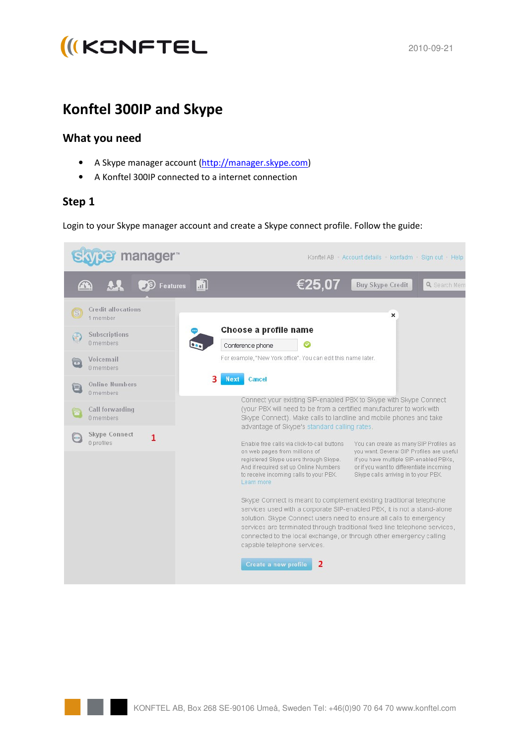2010-09-21

# Konftel 300IP and Skype

## What you need

- A Skype manager account ([http://manager.skype.com](http://manager.skype.com))
- A Konftel 300IP connected to a internet connection

## Step 1

Login to your Skype manager account and create a Skype connect profile. Follow the guide: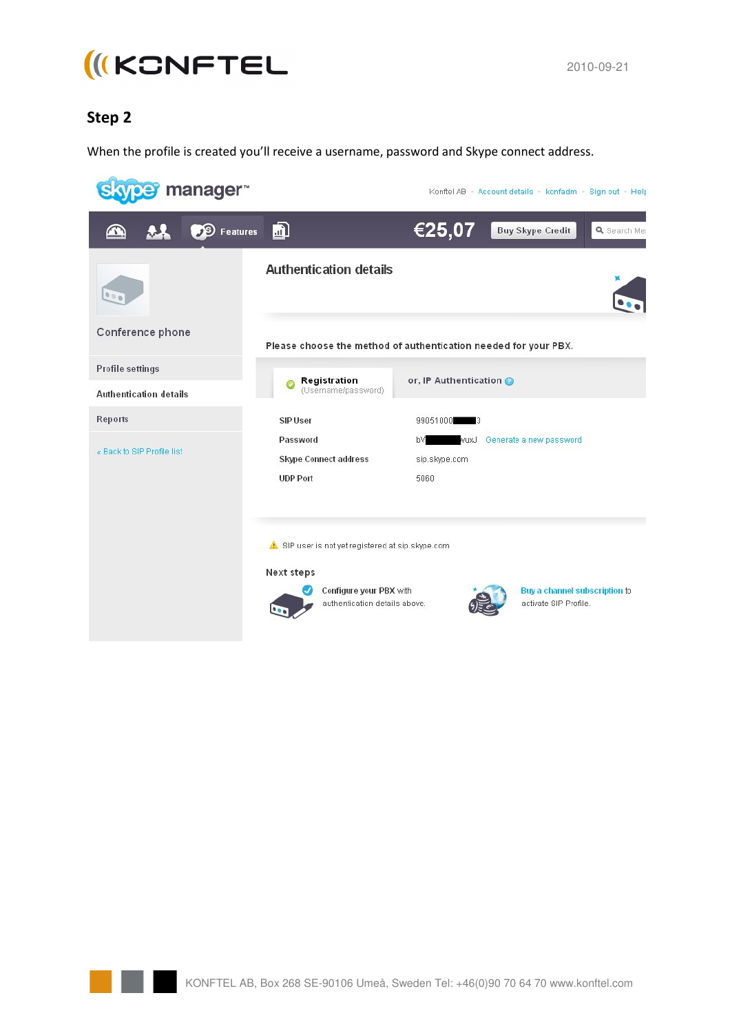## Step 2

When the profile is created you'll receive a username, password and Skype connect address.

skype manager™

Konftel AB • Account details • konfadm • Sign out • Help

Features €25,07 Buy Skype Credit Search Me

Conference phone

Profile settings

Authentication details

Reports

« Back to SIP Profile list

### Authentication details

Please choose the method of authentication needed for your PBX.

**Registration** (Username/password) or, IP Authentication

| | |
|---|---|
| SIP User | 99051000■■■■3 |
| Password | bV■■■■■wuxJ Generate a new password |
| Skype Connect address | sip.skype.com |
| UDP Port | 5060 |

SIP user is not yet registered at sip.skype.com

Next steps

Configure your PBX with authentication details above.

Buy a channel subscription to activate SIP Profile.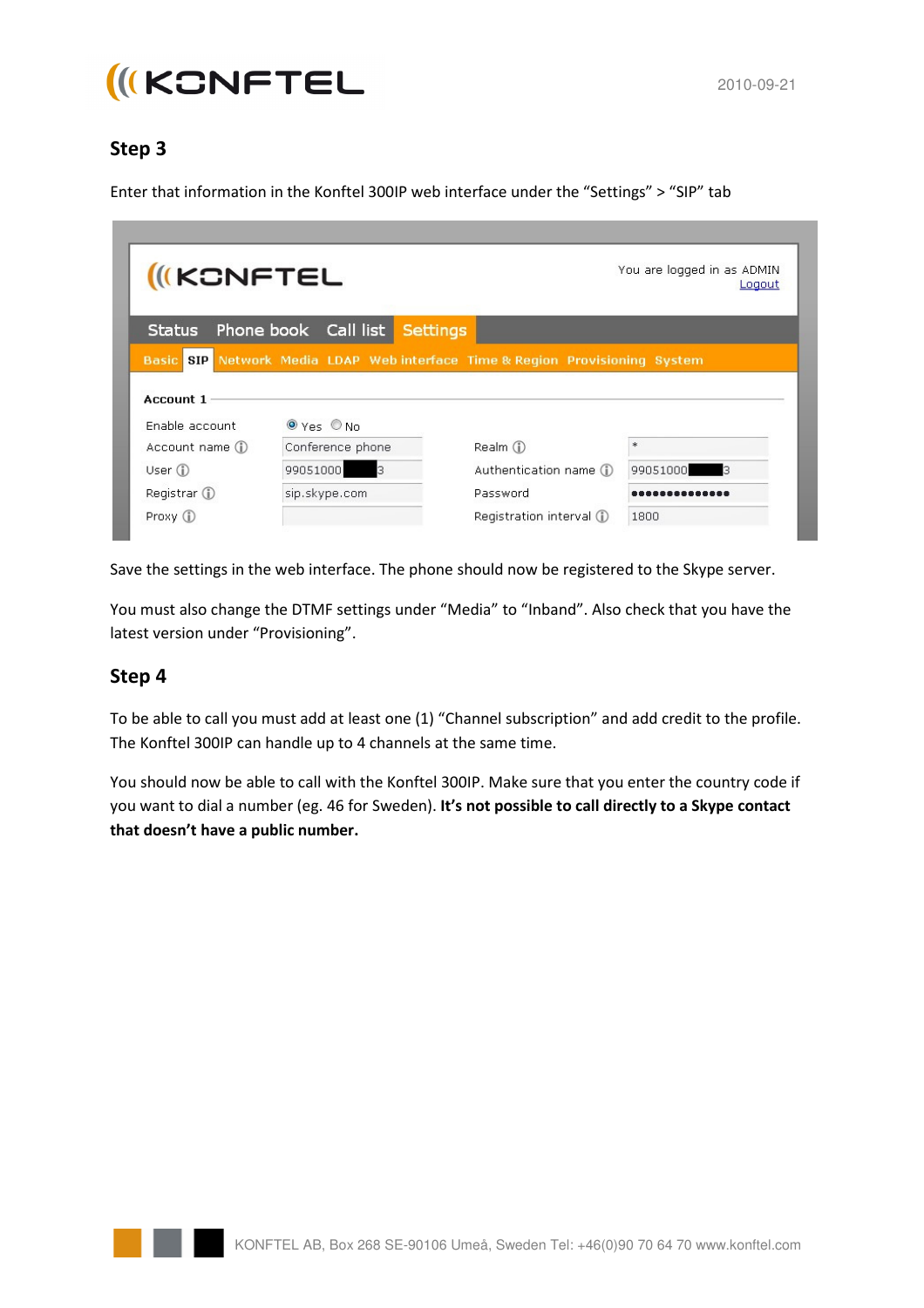## Step 3

Enter that information in the Konftel 300IP web interface under the “Settings” > “SIP” tab

Save the settings in the web interface. The phone should now be registered to the Skype server.

You must also change the DTMF settings under “Media” to “Inband”. Also check that you have the latest version under “Provisioning”.

## Step 4

To be able to call you must add at least one (1) “Channel subscription” and add credit to the profile. The Konftel 300IP can handle up to 4 channels at the same time.

You should now be able to call with the Konftel 300IP. Make sure that you enter the country code if you want to dial a number (eg. 46 for Sweden). **It’s not possible to call directly to a Skype contact that doesn’t have a public number.**